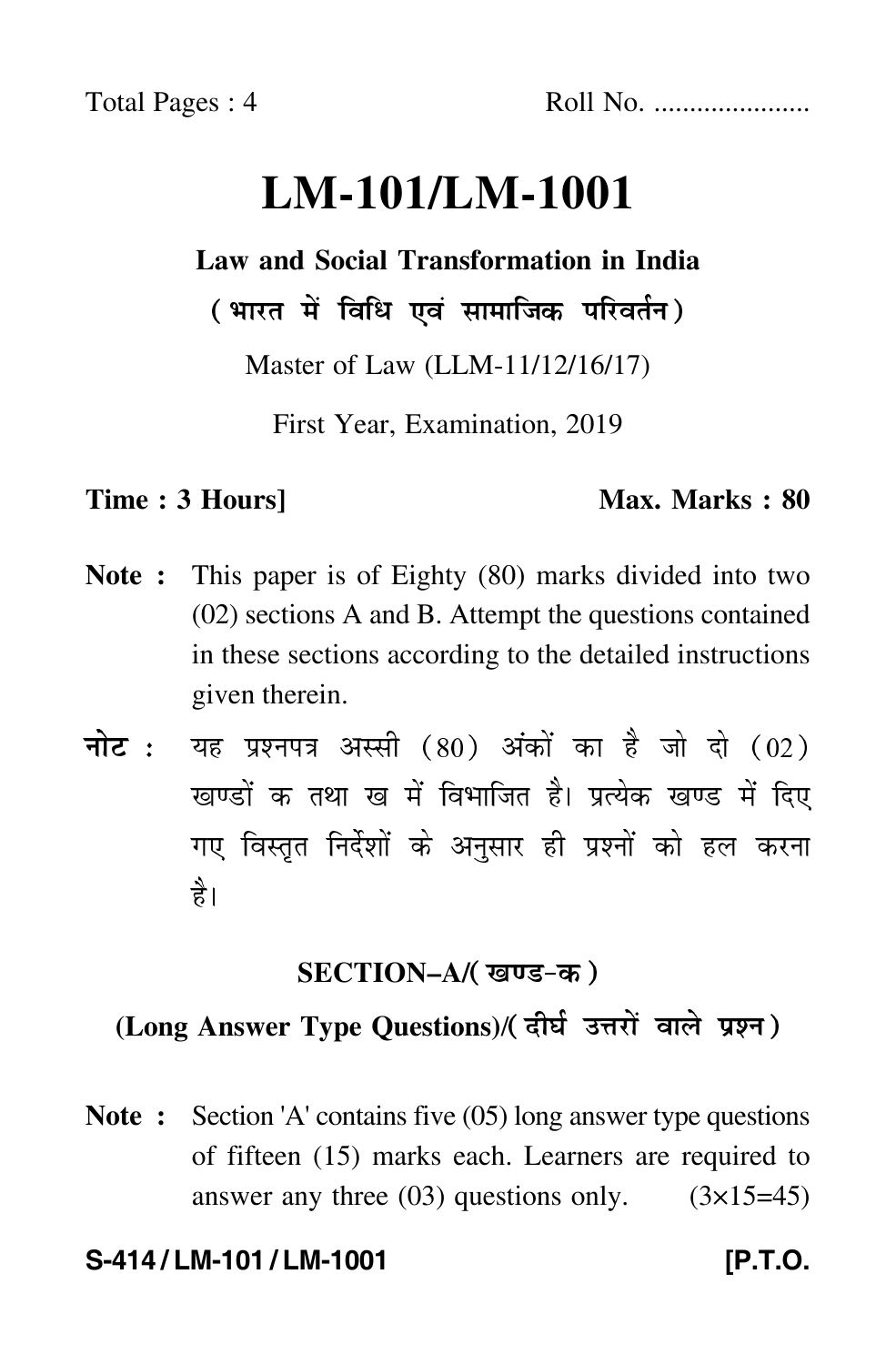Total Pages : 4 Roll No. ....................

# LM-101/LM-1001

**Law and Social Transformation in India**

**( भारत में विधि एवं सामाजिक परिवर्तन )**

Master of Law (LLM-11/12/16/17)

First Year, Examination, 2019

**Time : 3 Hours]** **Max. Marks : 80**

**Note :** This paper is of Eighty (80) marks divided into two (02) sections A and B. Attempt the questions contained in these sections according to the detailed instructions given therein.

**नोट :** यह प्रश्नपत्र अस्सी (80) अंकों का है जो दो (02) खण्डों क तथा ख में विभाजित है। प्रत्येक खण्ड में दिए गए विस्तृत निर्देशों के अनुसार ही प्रश्नों को हल करना है।

## SECTION–A/( खण्ड-क )

### (Long Answer Type Questions)/( दीर्घ उत्तरों वाले प्रश्न )

**Note :** Section 'A' contains five (05) long answer type questions of fifteen (15) marks each. Learners are required to answer any three (03) questions only. (3×15=45)

**S-414 / LM-101 / LM-1001** **[P.T.O.**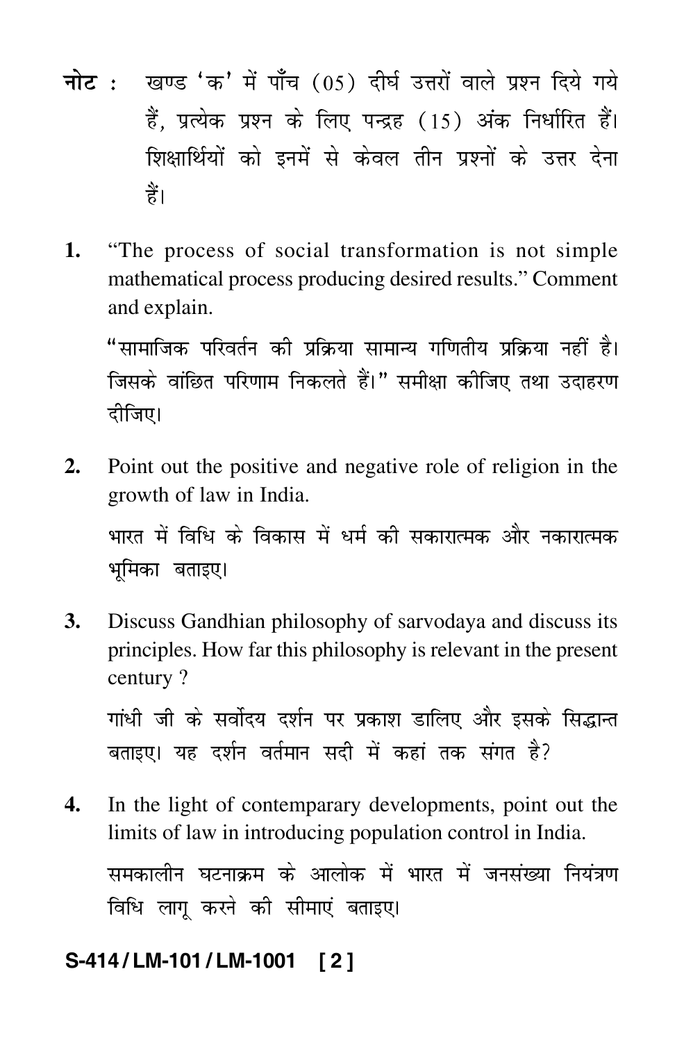**नोट :** खण्ड 'क' में पाँच (05) दीर्घ उत्तरों वाले प्रश्न दिये गये हैं, प्रत्येक प्रश्न के लिए पन्द्रह (15) अंक निर्धारित हैं। शिक्षार्थियों को इनमें से केवल तीन प्रश्नों के उत्तर देना हैं।

**1.** "The process of social transformation is not simple mathematical process producing desired results." Comment and explain.

"सामाजिक परिवर्तन की प्रक्रिया सामान्य गणितीय प्रक्रिया नहीं है। जिसके वांछित परिणाम निकलते हैं।" समीक्षा कीजिए तथा उदाहरण दीजिए।

**2.** Point out the positive and negative role of religion in the growth of law in India.

भारत में विधि के विकास में धर्म की सकारात्मक और नकारात्मक भूमिका बताइए।

**3.** Discuss Gandhian philosophy of sarvodaya and discuss its principles. How far this philosophy is relevant in the present century ?

गांधी जी के सर्वोदय दर्शन पर प्रकाश डालिए और इसके सिद्धान्त बताइए। यह दर्शन वर्तमान सदी में कहां तक संगत है?

**4.** In the light of contemparary developments, point out the limits of law in introducing population control in India.

समकालीन घटनाक्रम के आलोक में भारत में जनसंख्या नियंत्रण विधि लागू करने की सीमाएं बताइए।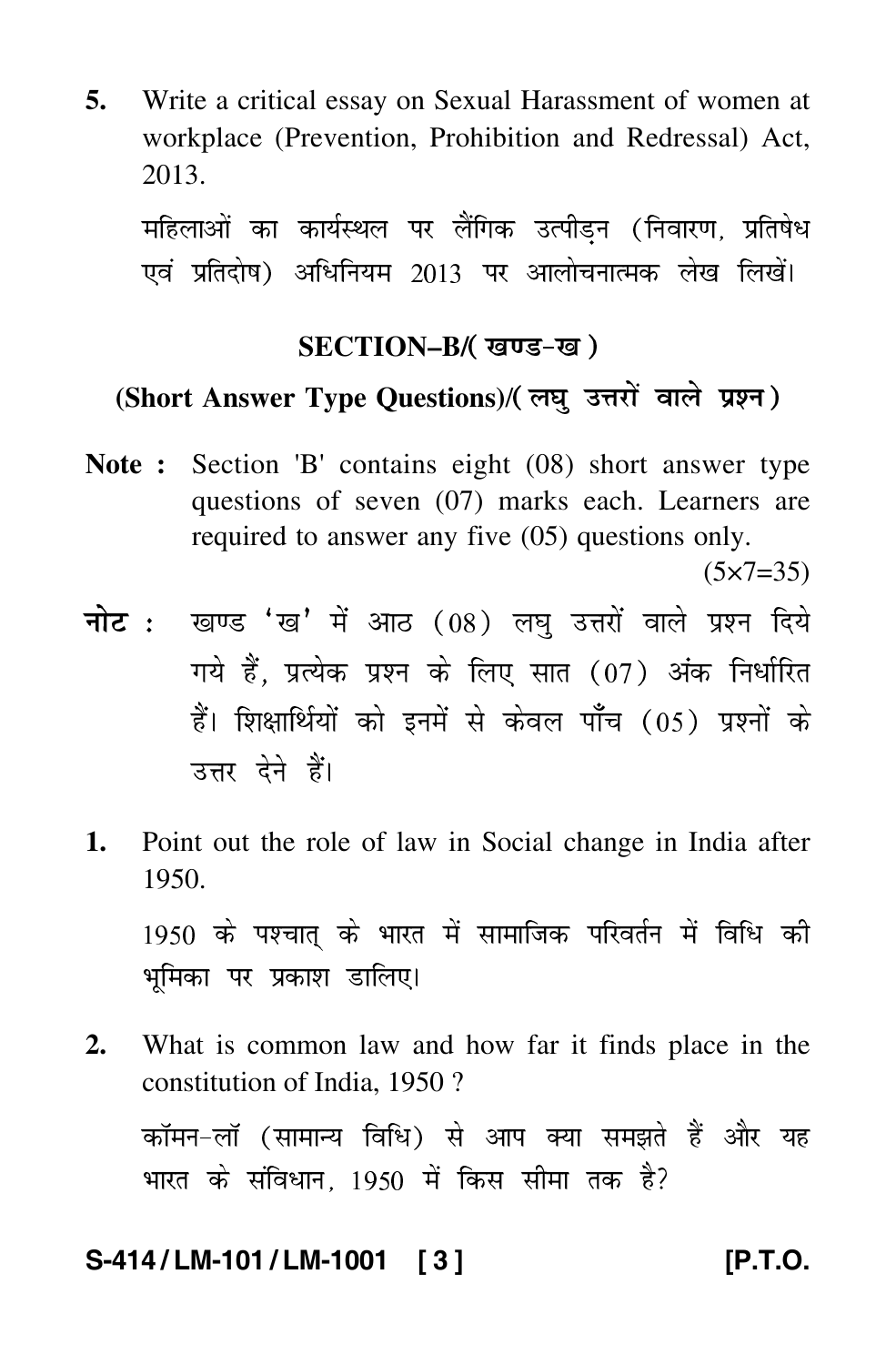5. Write a critical essay on Sexual Harassment of women at workplace (Prevention, Prohibition and Redressal) Act, 2013.

   महिलाओं का कार्यस्थल पर लैंगिक उत्पीड़न (निवारण, प्रतिषेध एवं प्रतिदोष) अधिनियम 2013 पर आलोचनात्मक लेख लिखें।

## SECTION–B/( खण्ड-ख )

### (Short Answer Type Questions)/( लघु उत्तरों वाले प्रश्न )

**Note :** Section 'B' contains eight (08) short answer type questions of seven (07) marks each. Learners are required to answer any five (05) questions only.

(5×7=35)

**नोट :** खण्ड 'ख' में आठ (08) लघु उत्तरों वाले प्रश्न दिये गये हैं, प्रत्येक प्रश्न के लिए सात (07) अंक निर्धारित हैं। शिक्षार्थियों को इनमें से केवल पाँच (05) प्रश्नों के उत्तर देने हैं।

1. Point out the role of law in Social change in India after 1950.

   1950 के पश्चात् के भारत में सामाजिक परिवर्तन में विधि की भूमिका पर प्रकाश डालिए।

2. What is common law and how far it finds place in the constitution of India, 1950 ?

   कॉमन-लॉ (सामान्य विधि) से आप क्या समझते हैं और यह भारत के संविधान, 1950 में किस सीमा तक है?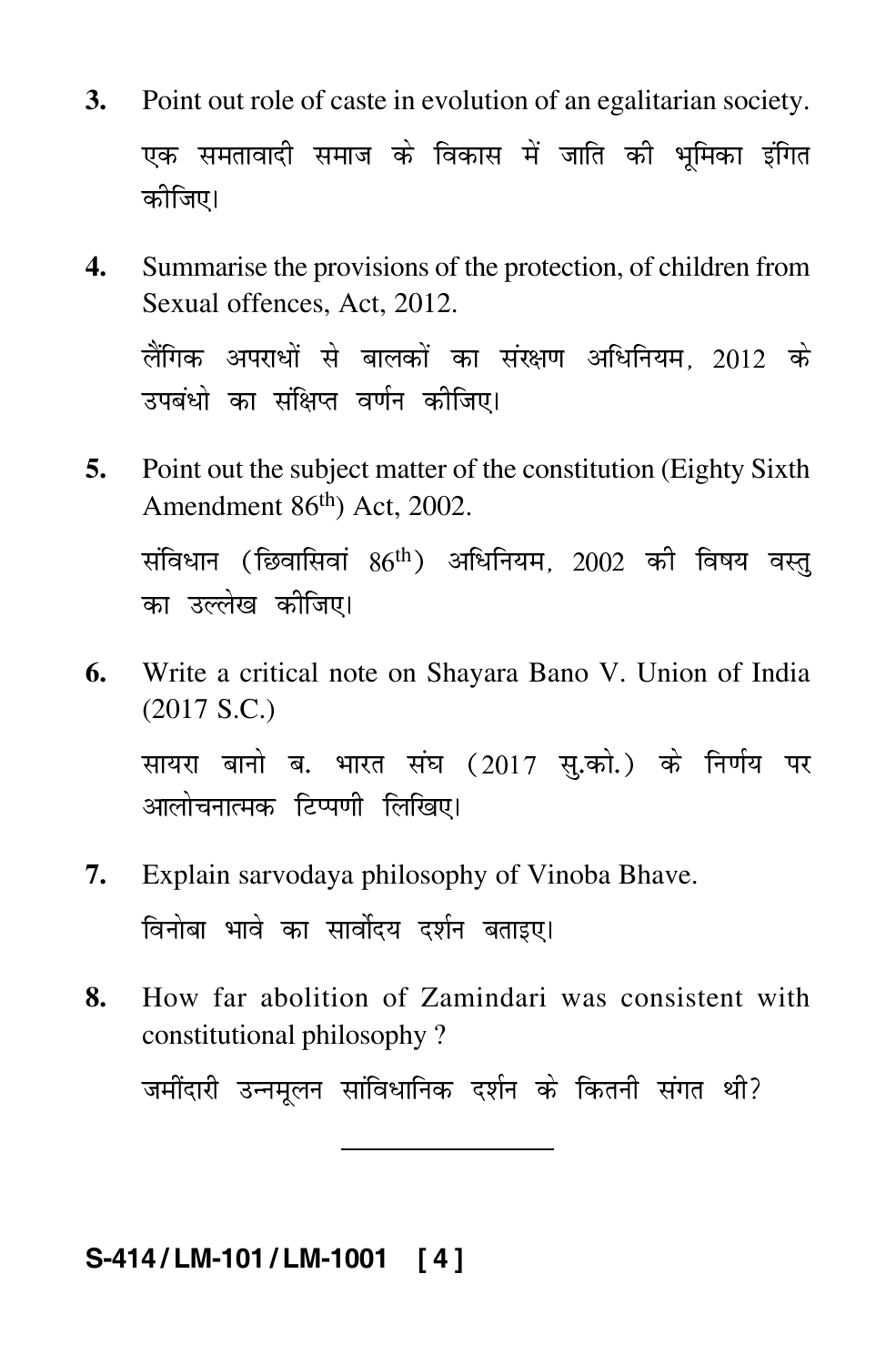3. Point out role of caste in evolution of an egalitarian society.

   एक समतावादी समाज के विकास में जाति की भूमिका इंगित कीजिए।

4. Summarise the provisions of the protection, of children from Sexual offences, Act, 2012.

   लैंगिक अपराधों से बालकों का संरक्षण अधिनियम, 2012 के उपबंधो का संक्षिप्त वर्णन कीजिए।

5. Point out the subject matter of the constitution (Eighty Sixth Amendment 86th) Act, 2002.

   संविधान (छिवासिवां 86th) अधिनियम, 2002 की विषय वस्तु का उल्लेख कीजिए।

6. Write a critical note on Shayara Bano V. Union of India (2017 S.C.)

   सायरा बानो ब. भारत संघ (2017 सु.को.) के निर्णय पर आलोचनात्मक टिप्पणी लिखिए।

7. Explain sarvodaya philosophy of Vinoba Bhave.

   विनोबा भावे का सार्वोदय दर्शन बताइए।

8. How far abolition of Zamindari was consistent with constitutional philosophy ?

   जमींदारी उन्नमूलन सांविधानिक दर्शन के कितनी संगत थी?

---

S-414 / LM-101 / LM-1001